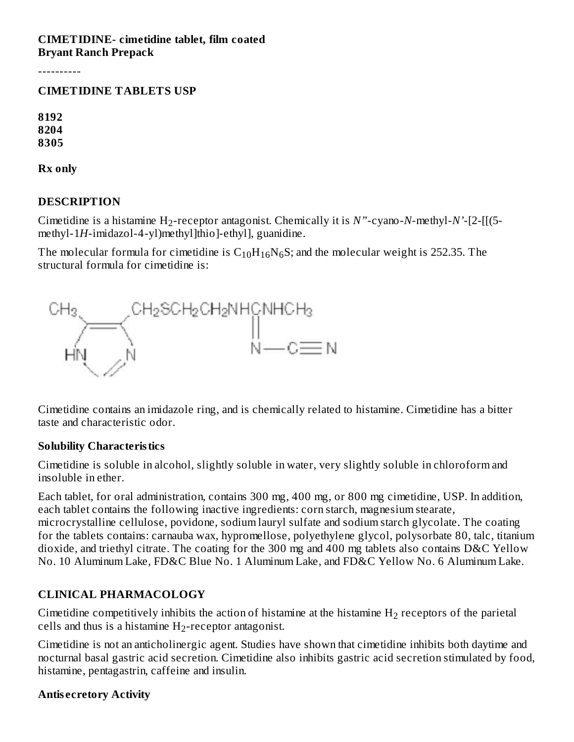**CIMETIDINE- cimetidine tablet, film coated**
**Bryant Ranch Prepack**

----------

**CIMETIDINE TABLETS USP**

**8192**
**8204**
**8305**

**Rx only**

## DESCRIPTION

Cimetidine is a histamine $H_2$-receptor antagonist. Chemically it is *N"*-cyano-*N*-methyl-*N'*-[2-[[(5-methyl-1*H*-imidazol-4-yl)methyl]thio]-ethyl], guanidine.

The molecular formula for cimetidine is $C_{10}H_{16}N_6S$; and the molecular weight is 252.35. The structural formula for cimetidine is:

Cimetidine contains an imidazole ring, and is chemically related to histamine. Cimetidine has a bitter taste and characteristic odor.

### Solubility Characteristics

Cimetidine is soluble in alcohol, slightly soluble in water, very slightly soluble in chloroform and insoluble in ether.

Each tablet, for oral administration, contains 300 mg, 400 mg, or 800 mg cimetidine, USP. In addition, each tablet contains the following inactive ingredients: corn starch, magnesium stearate, microcrystalline cellulose, povidone, sodium lauryl sulfate and sodium starch glycolate. The coating for the tablets contains: carnauba wax, hypromellose, polyethylene glycol, polysorbate 80, talc, titanium dioxide, and triethyl citrate. The coating for the 300 mg and 400 mg tablets also contains D&C Yellow No. 10 Aluminum Lake, FD&C Blue No. 1 Aluminum Lake, and FD&C Yellow No. 6 Aluminum Lake.

## CLINICAL PHARMACOLOGY

Cimetidine competitively inhibits the action of histamine at the histamine $H_2$ receptors of the parietal cells and thus is a histamine $H_2$-receptor antagonist.

Cimetidine is not an anticholinergic agent. Studies have shown that cimetidine inhibits both daytime and nocturnal basal gastric acid secretion. Cimetidine also inhibits gastric acid secretion stimulated by food, histamine, pentagastrin, caffeine and insulin.

### Antisecretory Activity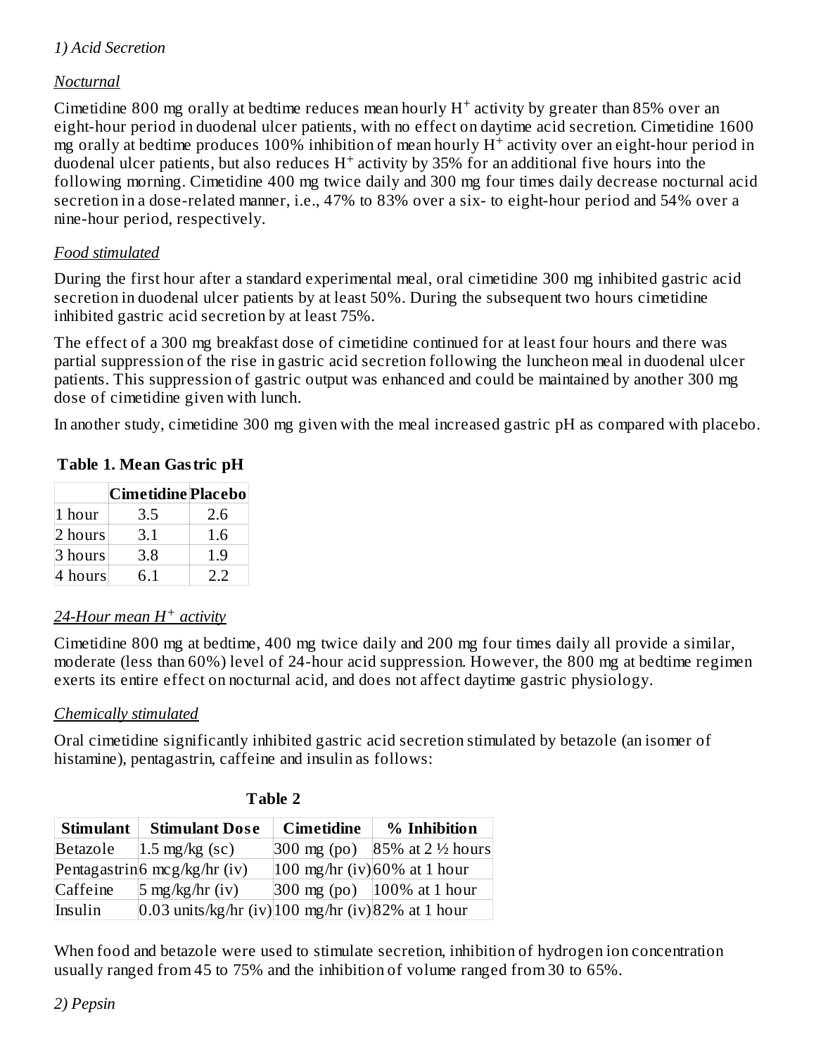*1) Acid Secretion*

*Nocturnal*

Cimetidine 800 mg orally at bedtime reduces mean hourly $H^+$ activity by greater than 85% over an eight-hour period in duodenal ulcer patients, with no effect on daytime acid secretion. Cimetidine 1600 mg orally at bedtime produces 100% inhibition of mean hourly $H^+$ activity over an eight-hour period in duodenal ulcer patients, but also reduces $H^+$ activity by 35% for an additional five hours into the following morning. Cimetidine 400 mg twice daily and 300 mg four times daily decrease nocturnal acid secretion in a dose-related manner, i.e., 47% to 83% over a six- to eight-hour period and 54% over a nine-hour period, respectively.

*Food stimulated*

During the first hour after a standard experimental meal, oral cimetidine 300 mg inhibited gastric acid secretion in duodenal ulcer patients by at least 50%. During the subsequent two hours cimetidine inhibited gastric acid secretion by at least 75%.

The effect of a 300 mg breakfast dose of cimetidine continued for at least four hours and there was partial suppression of the rise in gastric acid secretion following the luncheon meal in duodenal ulcer patients. This suppression of gastric output was enhanced and could be maintained by another 300 mg dose of cimetidine given with lunch.

In another study, cimetidine 300 mg given with the meal increased gastric pH as compared with placebo.

**Table 1. Mean Gastric pH**

| | Cimetidine | Placebo |
|---|---|---|
| 1 hour | 3.5 | 2.6 |
| 2 hours | 3.1 | 1.6 |
| 3 hours | 3.8 | 1.9 |
| 4 hours | 6.1 | 2.2 |

*24-Hour mean $H^+$ activity*

Cimetidine 800 mg at bedtime, 400 mg twice daily and 200 mg four times daily all provide a similar, moderate (less than 60%) level of 24-hour acid suppression. However, the 800 mg at bedtime regimen exerts its entire effect on nocturnal acid, and does not affect daytime gastric physiology.

*Chemically stimulated*

Oral cimetidine significantly inhibited gastric acid secretion stimulated by betazole (an isomer of histamine), pentagastrin, caffeine and insulin as follows:

**Table 2**

| Stimulant | Stimulant Dose | Cimetidine | % Inhibition |
|---|---|---|---|
| Betazole | 1.5 mg/kg (sc) | 300 mg (po) | 85% at 2 ½ hours |
| Pentagastrin | 6 mcg/kg/hr (iv) | 100 mg/hr (iv) | 60% at 1 hour |
| Caffeine | 5 mg/kg/hr (iv) | 300 mg (po) | 100% at 1 hour |
| Insulin | 0.03 units/kg/hr (iv) | 100 mg/hr (iv) | 82% at 1 hour |

When food and betazole were used to stimulate secretion, inhibition of hydrogen ion concentration usually ranged from 45 to 75% and the inhibition of volume ranged from 30 to 65%.

*2) Pepsin*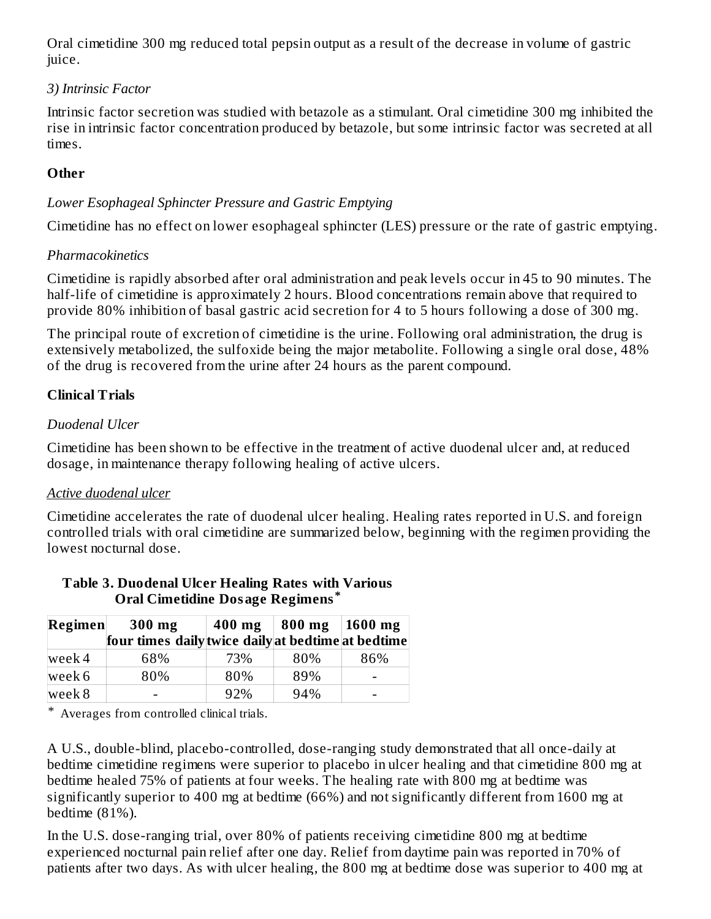Oral cimetidine 300 mg reduced total pepsin output as a result of the decrease in volume of gastric juice.

*3) Intrinsic Factor*

Intrinsic factor secretion was studied with betazole as a stimulant. Oral cimetidine 300 mg inhibited the rise in intrinsic factor concentration produced by betazole, but some intrinsic factor was secreted at all times.

**Other**

*Lower Esophageal Sphincter Pressure and Gastric Emptying*

Cimetidine has no effect on lower esophageal sphincter (LES) pressure or the rate of gastric emptying.

*Pharmacokinetics*

Cimetidine is rapidly absorbed after oral administration and peak levels occur in 45 to 90 minutes. The half-life of cimetidine is approximately 2 hours. Blood concentrations remain above that required to provide 80% inhibition of basal gastric acid secretion for 4 to 5 hours following a dose of 300 mg.

The principal route of excretion of cimetidine is the urine. Following oral administration, the drug is extensively metabolized, the sulfoxide being the major metabolite. Following a single oral dose, 48% of the drug is recovered from the urine after 24 hours as the parent compound.

**Clinical Trials**

*Duodenal Ulcer*

Cimetidine has been shown to be effective in the treatment of active duodenal ulcer and, at reduced dosage, in maintenance therapy following healing of active ulcers.

*Active duodenal ulcer*

Cimetidine accelerates the rate of duodenal ulcer healing. Healing rates reported in U.S. and foreign controlled trials with oral cimetidine are summarized below, beginning with the regimen providing the lowest nocturnal dose.

**Table 3. Duodenal Ulcer Healing Rates with Various Oral Cimetidine Dosage Regimens***

| Regimen | 300 mg four times daily | 400 mg twice daily | 800 mg at bedtime | 1600 mg at bedtime |
|---|---|---|---|---|
| week 4 | 68% | 73% | 80% | 86% |
| week 6 | 80% | 80% | 89% | - |
| week 8 | - | 92% | 94% | - |

\* Averages from controlled clinical trials.

A U.S., double-blind, placebo-controlled, dose-ranging study demonstrated that all once-daily at bedtime cimetidine regimens were superior to placebo in ulcer healing and that cimetidine 800 mg at bedtime healed 75% of patients at four weeks. The healing rate with 800 mg at bedtime was significantly superior to 400 mg at bedtime (66%) and not significantly different from 1600 mg at bedtime (81%).

In the U.S. dose-ranging trial, over 80% of patients receiving cimetidine 800 mg at bedtime experienced nocturnal pain relief after one day. Relief from daytime pain was reported in 70% of patients after two days. As with ulcer healing, the 800 mg at bedtime dose was superior to 400 mg at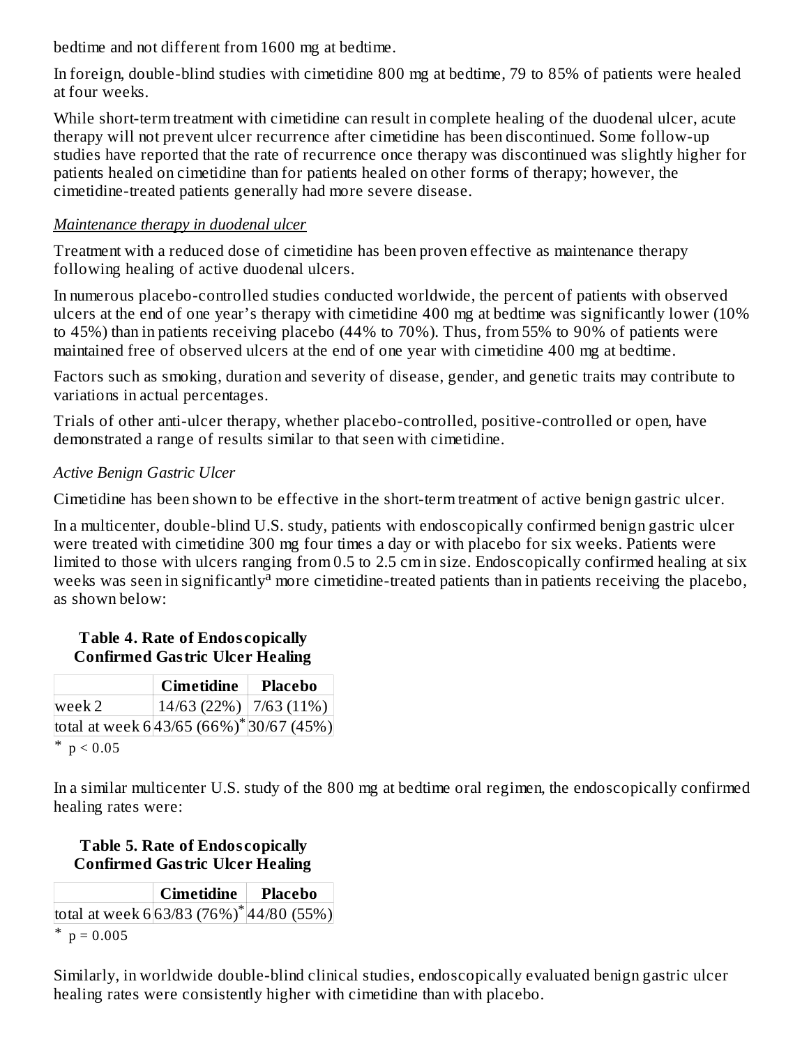bedtime and not different from 1600 mg at bedtime.

In foreign, double-blind studies with cimetidine 800 mg at bedtime, 79 to 85% of patients were healed at four weeks.

While short-term treatment with cimetidine can result in complete healing of the duodenal ulcer, acute therapy will not prevent ulcer recurrence after cimetidine has been discontinued. Some follow-up studies have reported that the rate of recurrence once therapy was discontinued was slightly higher for patients healed on cimetidine than for patients healed on other forms of therapy; however, the cimetidine-treated patients generally had more severe disease.

*Maintenance therapy in duodenal ulcer*

Treatment with a reduced dose of cimetidine has been proven effective as maintenance therapy following healing of active duodenal ulcers.

In numerous placebo-controlled studies conducted worldwide, the percent of patients with observed ulcers at the end of one year's therapy with cimetidine 400 mg at bedtime was significantly lower (10% to 45%) than in patients receiving placebo (44% to 70%). Thus, from 55% to 90% of patients were maintained free of observed ulcers at the end of one year with cimetidine 400 mg at bedtime.

Factors such as smoking, duration and severity of disease, gender, and genetic traits may contribute to variations in actual percentages.

Trials of other anti-ulcer therapy, whether placebo-controlled, positive-controlled or open, have demonstrated a range of results similar to that seen with cimetidine.

*Active Benign Gastric Ulcer*

Cimetidine has been shown to be effective in the short-term treatment of active benign gastric ulcer.

In a multicenter, double-blind U.S. study, patients with endoscopically confirmed benign gastric ulcer were treated with cimetidine 300 mg four times a day or with placebo for six weeks. Patients were limited to those with ulcers ranging from 0.5 to 2.5 cm in size. Endoscopically confirmed healing at six weeks was seen in significantly[a] more cimetidine-treated patients than in patients receiving the placebo, as shown below:

**Table 4. Rate of Endoscopically Confirmed Gastric Ulcer Healing**

| | **Cimetidine** | **Placebo** |
|---|---|---|
| week 2 | 14/63 (22%) | 7/63 (11%) |
| total at week 6 | 43/65 (66%)* | 30/67 (45%) |

\* $p < 0.05$

In a similar multicenter U.S. study of the 800 mg at bedtime oral regimen, the endoscopically confirmed healing rates were:

**Table 5. Rate of Endoscopically Confirmed Gastric Ulcer Healing**

| | **Cimetidine** | **Placebo** |
|---|---|---|
| total at week 6 | 63/83 (76%)* | 44/80 (55%) |

\* $p = 0.005$

Similarly, in worldwide double-blind clinical studies, endoscopically evaluated benign gastric ulcer healing rates were consistently higher with cimetidine than with placebo.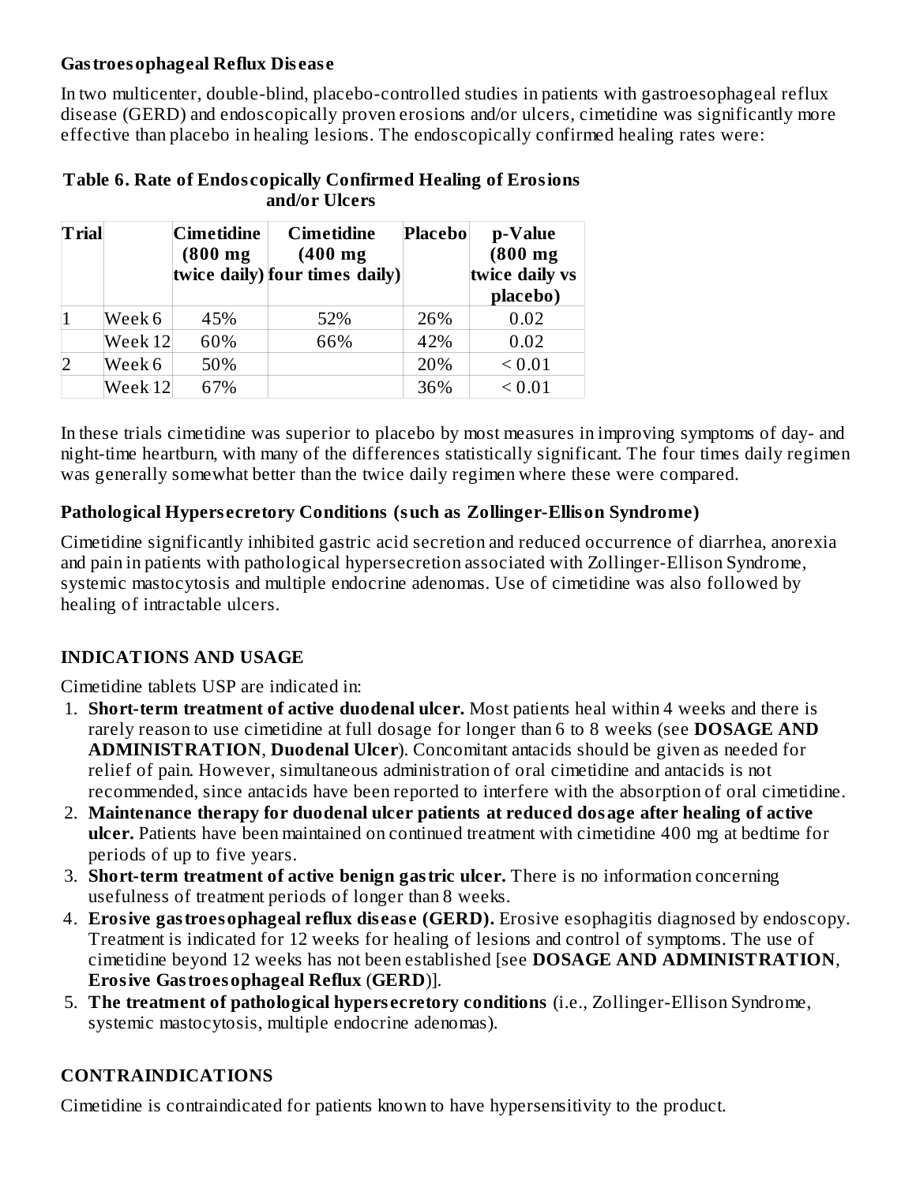### Gastroesophageal Reflux Disease

In two multicenter, double-blind, placebo-controlled studies in patients with gastroesophageal reflux disease (GERD) and endoscopically proven erosions and/or ulcers, cimetidine was significantly more effective than placebo in healing lesions. The endoscopically confirmed healing rates were:

**Table 6. Rate of Endoscopically Confirmed Healing of Erosions and/or Ulcers**

| Trial | | Cimetidine (800 mg twice daily) | Cimetidine (400 mg four times daily) | Placebo | p-Value (800 mg twice daily vs placebo) |
|---|---|---|---|---|---|
| 1 | Week 6 | 45% | 52% | 26% | 0.02 |
| | Week 12 | 60% | 66% | 42% | 0.02 |
| 2 | Week 6 | 50% | | 20% | < 0.01 |
| | Week 12 | 67% | | 36% | < 0.01 |

In these trials cimetidine was superior to placebo by most measures in improving symptoms of day- and night-time heartburn, with many of the differences statistically significant. The four times daily regimen was generally somewhat better than the twice daily regimen where these were compared.

### Pathological Hypersecretory Conditions (such as Zollinger-Ellison Syndrome)

Cimetidine significantly inhibited gastric acid secretion and reduced occurrence of diarrhea, anorexia and pain in patients with pathological hypersecretion associated with Zollinger-Ellison Syndrome, systemic mastocytosis and multiple endocrine adenomas. Use of cimetidine was also followed by healing of intractable ulcers.

## INDICATIONS AND USAGE

Cimetidine tablets USP are indicated in:

1. **Short-term treatment of active duodenal ulcer.** Most patients heal within 4 weeks and there is rarely reason to use cimetidine at full dosage for longer than 6 to 8 weeks (see **DOSAGE AND ADMINISTRATION**, **Duodenal Ulcer**). Concomitant antacids should be given as needed for relief of pain. However, simultaneous administration of oral cimetidine and antacids is not recommended, since antacids have been reported to interfere with the absorption of oral cimetidine.
2. **Maintenance therapy for duodenal ulcer patients at reduced dosage after healing of active ulcer.** Patients have been maintained on continued treatment with cimetidine 400 mg at bedtime for periods of up to five years.
3. **Short-term treatment of active benign gastric ulcer.** There is no information concerning usefulness of treatment periods of longer than 8 weeks.
4. **Erosive gastroesophageal reflux disease (GERD).** Erosive esophagitis diagnosed by endoscopy. Treatment is indicated for 12 weeks for healing of lesions and control of symptoms. The use of cimetidine beyond 12 weeks has not been established [see **DOSAGE AND ADMINISTRATION**, **Erosive Gastroesophageal Reflux** (**GERD**)].
5. **The treatment of pathological hypersecretory conditions** (i.e., Zollinger-Ellison Syndrome, systemic mastocytosis, multiple endocrine adenomas).

## CONTRAINDICATIONS

Cimetidine is contraindicated for patients known to have hypersensitivity to the product.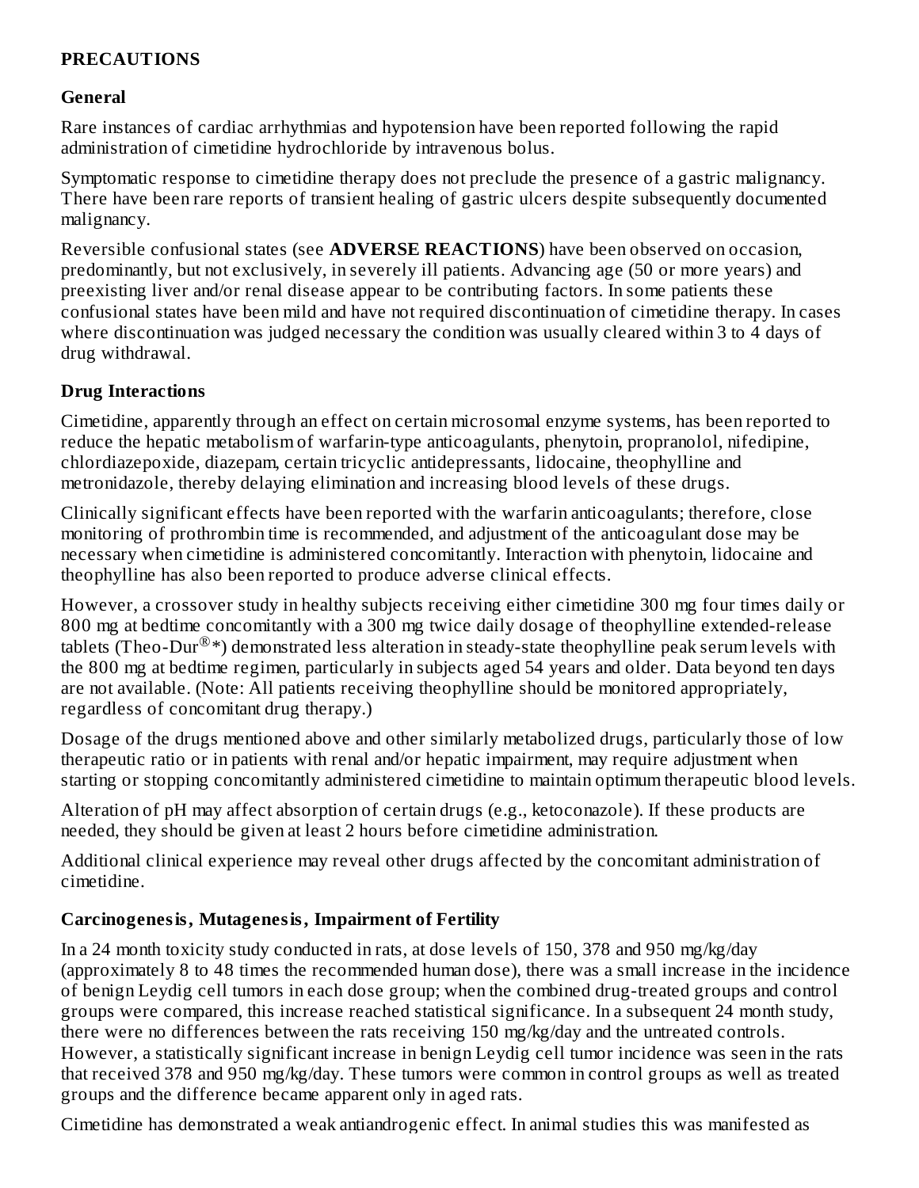## PRECAUTIONS

### General

Rare instances of cardiac arrhythmias and hypotension have been reported following the rapid administration of cimetidine hydrochloride by intravenous bolus.

Symptomatic response to cimetidine therapy does not preclude the presence of a gastric malignancy. There have been rare reports of transient healing of gastric ulcers despite subsequently documented malignancy.

Reversible confusional states (see **ADVERSE REACTIONS**) have been observed on occasion, predominantly, but not exclusively, in severely ill patients. Advancing age (50 or more years) and preexisting liver and/or renal disease appear to be contributing factors. In some patients these confusional states have been mild and have not required discontinuation of cimetidine therapy. In cases where discontinuation was judged necessary the condition was usually cleared within 3 to 4 days of drug withdrawal.

### Drug Interactions

Cimetidine, apparently through an effect on certain microsomal enzyme systems, has been reported to reduce the hepatic metabolism of warfarin-type anticoagulants, phenytoin, propranolol, nifedipine, chlordiazepoxide, diazepam, certain tricyclic antidepressants, lidocaine, theophylline and metronidazole, thereby delaying elimination and increasing blood levels of these drugs.

Clinically significant effects have been reported with the warfarin anticoagulants; therefore, close monitoring of prothrombin time is recommended, and adjustment of the anticoagulant dose may be necessary when cimetidine is administered concomitantly. Interaction with phenytoin, lidocaine and theophylline has also been reported to produce adverse clinical effects.

However, a crossover study in healthy subjects receiving either cimetidine 300 mg four times daily or 800 mg at bedtime concomitantly with a 300 mg twice daily dosage of theophylline extended-release tablets (Theo-Dur®*) demonstrated less alteration in steady-state theophylline peak serum levels with the 800 mg at bedtime regimen, particularly in subjects aged 54 years and older. Data beyond ten days are not available. (Note: All patients receiving theophylline should be monitored appropriately, regardless of concomitant drug therapy.)

Dosage of the drugs mentioned above and other similarly metabolized drugs, particularly those of low therapeutic ratio or in patients with renal and/or hepatic impairment, may require adjustment when starting or stopping concomitantly administered cimetidine to maintain optimum therapeutic blood levels.

Alteration of pH may affect absorption of certain drugs (e.g., ketoconazole). If these products are needed, they should be given at least 2 hours before cimetidine administration.

Additional clinical experience may reveal other drugs affected by the concomitant administration of cimetidine.

### Carcinogenesis, Mutagenesis, Impairment of Fertility

In a 24 month toxicity study conducted in rats, at dose levels of 150, 378 and 950 mg/kg/day (approximately 8 to 48 times the recommended human dose), there was a small increase in the incidence of benign Leydig cell tumors in each dose group; when the combined drug-treated groups and control groups were compared, this increase reached statistical significance. In a subsequent 24 month study, there were no differences between the rats receiving 150 mg/kg/day and the untreated controls. However, a statistically significant increase in benign Leydig cell tumor incidence was seen in the rats that received 378 and 950 mg/kg/day. These tumors were common in control groups as well as treated groups and the difference became apparent only in aged rats.

Cimetidine has demonstrated a weak antiandrogenic effect. In animal studies this was manifested as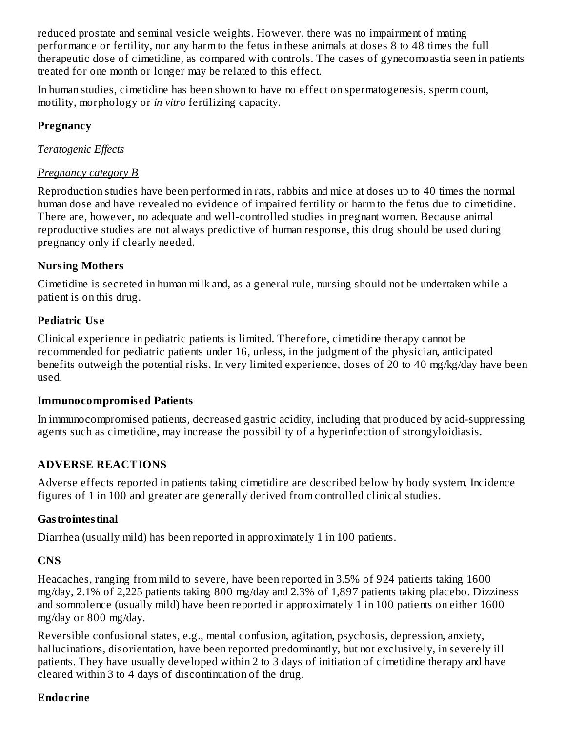reduced prostate and seminal vesicle weights. However, there was no impairment of mating performance or fertility, nor any harm to the fetus in these animals at doses 8 to 48 times the full therapeutic dose of cimetidine, as compared with controls. The cases of gynecomoastia seen in patients treated for one month or longer may be related to this effect.

In human studies, cimetidine has been shown to have no effect on spermatogenesis, sperm count, motility, morphology or *in vitro* fertilizing capacity.

**Pregnancy**

*Teratogenic Effects*

*Pregnancy category B*

Reproduction studies have been performed in rats, rabbits and mice at doses up to 40 times the normal human dose and have revealed no evidence of impaired fertility or harm to the fetus due to cimetidine. There are, however, no adequate and well-controlled studies in pregnant women. Because animal reproductive studies are not always predictive of human response, this drug should be used during pregnancy only if clearly needed.

**Nursing Mothers**

Cimetidine is secreted in human milk and, as a general rule, nursing should not be undertaken while a patient is on this drug.

**Pediatric Use**

Clinical experience in pediatric patients is limited. Therefore, cimetidine therapy cannot be recommended for pediatric patients under 16, unless, in the judgment of the physician, anticipated benefits outweigh the potential risks. In very limited experience, doses of 20 to 40 mg/kg/day have been used.

**Immunocompromised Patients**

In immunocompromised patients, decreased gastric acidity, including that produced by acid-suppressing agents such as cimetidine, may increase the possibility of a hyperinfection of strongyloidiasis.

## ADVERSE REACTIONS

Adverse effects reported in patients taking cimetidine are described below by body system. Incidence figures of 1 in 100 and greater are generally derived from controlled clinical studies.

**Gastrointestinal**

Diarrhea (usually mild) has been reported in approximately 1 in 100 patients.

**CNS**

Headaches, ranging from mild to severe, have been reported in 3.5% of 924 patients taking 1600 mg/day, 2.1% of 2,225 patients taking 800 mg/day and 2.3% of 1,897 patients taking placebo. Dizziness and somnolence (usually mild) have been reported in approximately 1 in 100 patients on either 1600 mg/day or 800 mg/day.

Reversible confusional states, e.g., mental confusion, agitation, psychosis, depression, anxiety, hallucinations, disorientation, have been reported predominantly, but not exclusively, in severely ill patients. They have usually developed within 2 to 3 days of initiation of cimetidine therapy and have cleared within 3 to 4 days of discontinuation of the drug.

**Endocrine**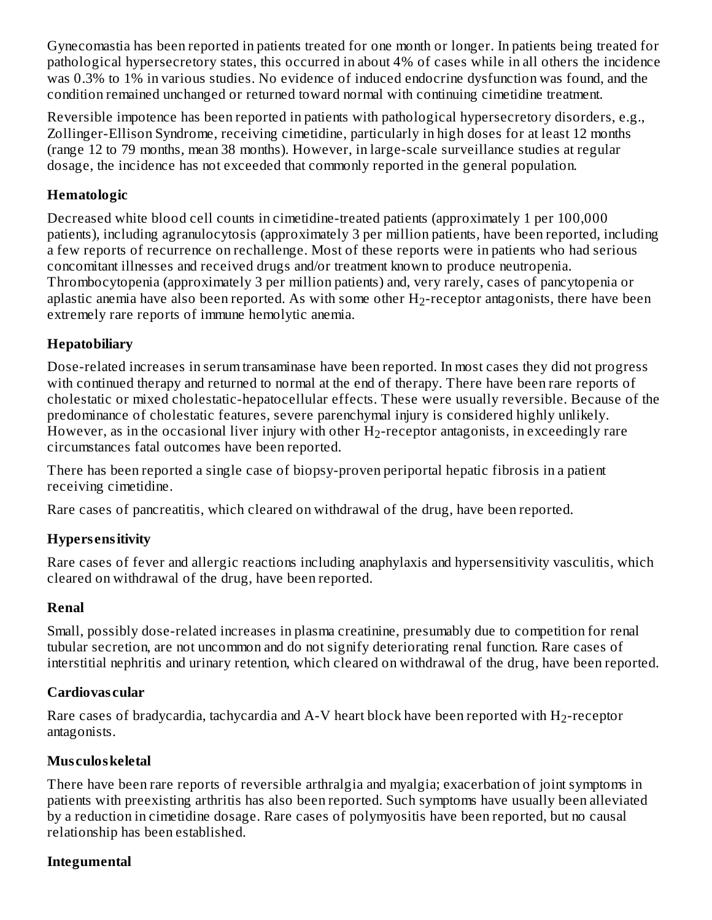Gynecomastia has been reported in patients treated for one month or longer. In patients being treated for pathological hypersecretory states, this occurred in about 4% of cases while in all others the incidence was 0.3% to 1% in various studies. No evidence of induced endocrine dysfunction was found, and the condition remained unchanged or returned toward normal with continuing cimetidine treatment.

Reversible impotence has been reported in patients with pathological hypersecretory disorders, e.g., Zollinger-Ellison Syndrome, receiving cimetidine, particularly in high doses for at least 12 months (range 12 to 79 months, mean 38 months). However, in large-scale surveillance studies at regular dosage, the incidence has not exceeded that commonly reported in the general population.

**Hematologic**

Decreased white blood cell counts in cimetidine-treated patients (approximately 1 per 100,000 patients), including agranulocytosis (approximately 3 per million patients, have been reported, including a few reports of recurrence on rechallenge. Most of these reports were in patients who had serious concomitant illnesses and received drugs and/or treatment known to produce neutropenia. Thrombocytopenia (approximately 3 per million patients) and, very rarely, cases of pancytopenia or aplastic anemia have also been reported. As with some other $H_2$-receptor antagonists, there have been extremely rare reports of immune hemolytic anemia.

**Hepatobiliary**

Dose-related increases in serum transaminase have been reported. In most cases they did not progress with continued therapy and returned to normal at the end of therapy. There have been rare reports of cholestatic or mixed cholestatic-hepatocellular effects. These were usually reversible. Because of the predominance of cholestatic features, severe parenchymal injury is considered highly unlikely. However, as in the occasional liver injury with other $H_2$-receptor antagonists, in exceedingly rare circumstances fatal outcomes have been reported.

There has been reported a single case of biopsy-proven periportal hepatic fibrosis in a patient receiving cimetidine.

Rare cases of pancreatitis, which cleared on withdrawal of the drug, have been reported.

**Hypersensitivity**

Rare cases of fever and allergic reactions including anaphylaxis and hypersensitivity vasculitis, which cleared on withdrawal of the drug, have been reported.

**Renal**

Small, possibly dose-related increases in plasma creatinine, presumably due to competition for renal tubular secretion, are not uncommon and do not signify deteriorating renal function. Rare cases of interstitial nephritis and urinary retention, which cleared on withdrawal of the drug, have been reported.

**Cardiovascular**

Rare cases of bradycardia, tachycardia and A-V heart block have been reported with $H_2$-receptor antagonists.

**Musculoskeletal**

There have been rare reports of reversible arthralgia and myalgia; exacerbation of joint symptoms in patients with preexisting arthritis has also been reported. Such symptoms have usually been alleviated by a reduction in cimetidine dosage. Rare cases of polymyositis have been reported, but no causal relationship has been established.

**Integumental**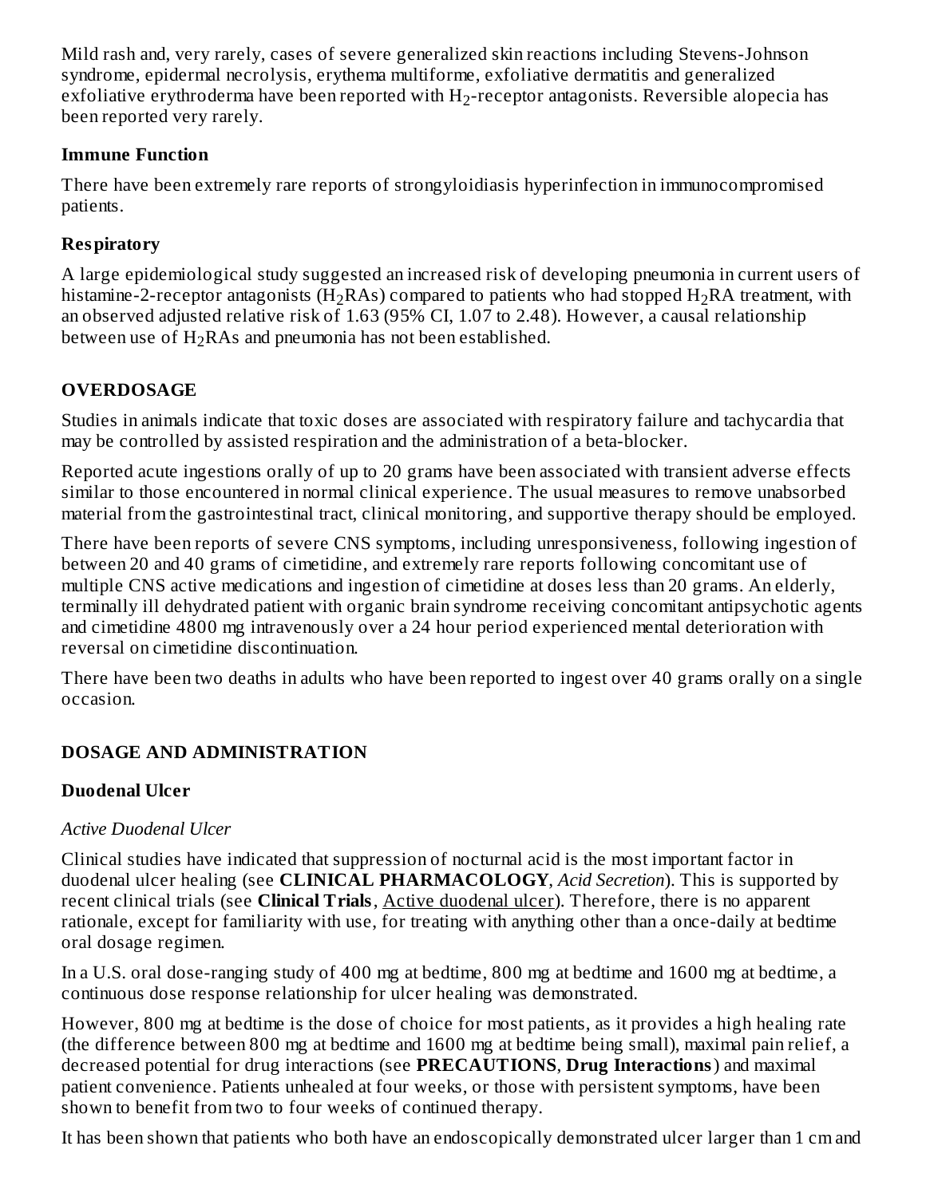Mild rash and, very rarely, cases of severe generalized skin reactions including Stevens-Johnson syndrome, epidermal necrolysis, erythema multiforme, exfoliative dermatitis and generalized exfoliative erythroderma have been reported with $H_2$-receptor antagonists. Reversible alopecia has been reported very rarely.

**Immune Function**

There have been extremely rare reports of strongyloidiasis hyperinfection in immunocompromised patients.

**Respiratory**

A large epidemiological study suggested an increased risk of developing pneumonia in current users of histamine-2-receptor antagonists ($H_2$RAs) compared to patients who had stopped $H_2$RA treatment, with an observed adjusted relative risk of 1.63 (95% CI, 1.07 to 2.48). However, a causal relationship between use of $H_2$RAs and pneumonia has not been established.

## OVERDOSAGE

Studies in animals indicate that toxic doses are associated with respiratory failure and tachycardia that may be controlled by assisted respiration and the administration of a beta-blocker.

Reported acute ingestions orally of up to 20 grams have been associated with transient adverse effects similar to those encountered in normal clinical experience. The usual measures to remove unabsorbed material from the gastrointestinal tract, clinical monitoring, and supportive therapy should be employed.

There have been reports of severe CNS symptoms, including unresponsiveness, following ingestion of between 20 and 40 grams of cimetidine, and extremely rare reports following concomitant use of multiple CNS active medications and ingestion of cimetidine at doses less than 20 grams. An elderly, terminally ill dehydrated patient with organic brain syndrome receiving concomitant antipsychotic agents and cimetidine 4800 mg intravenously over a 24 hour period experienced mental deterioration with reversal on cimetidine discontinuation.

There have been two deaths in adults who have been reported to ingest over 40 grams orally on a single occasion.

## DOSAGE AND ADMINISTRATION

### Duodenal Ulcer

*Active Duodenal Ulcer*

Clinical studies have indicated that suppression of nocturnal acid is the most important factor in duodenal ulcer healing (see **CLINICAL PHARMACOLOGY**, *Acid Secretion*). This is supported by recent clinical trials (see **Clinical Trials**, Active duodenal ulcer). Therefore, there is no apparent rationale, except for familiarity with use, for treating with anything other than a once-daily at bedtime oral dosage regimen.

In a U.S. oral dose-ranging study of 400 mg at bedtime, 800 mg at bedtime and 1600 mg at bedtime, a continuous dose response relationship for ulcer healing was demonstrated.

However, 800 mg at bedtime is the dose of choice for most patients, as it provides a high healing rate (the difference between 800 mg at bedtime and 1600 mg at bedtime being small), maximal pain relief, a decreased potential for drug interactions (see **PRECAUTIONS**, **Drug Interactions**) and maximal patient convenience. Patients unhealed at four weeks, or those with persistent symptoms, have been shown to benefit from two to four weeks of continued therapy.

It has been shown that patients who both have an endoscopically demonstrated ulcer larger than 1 cm and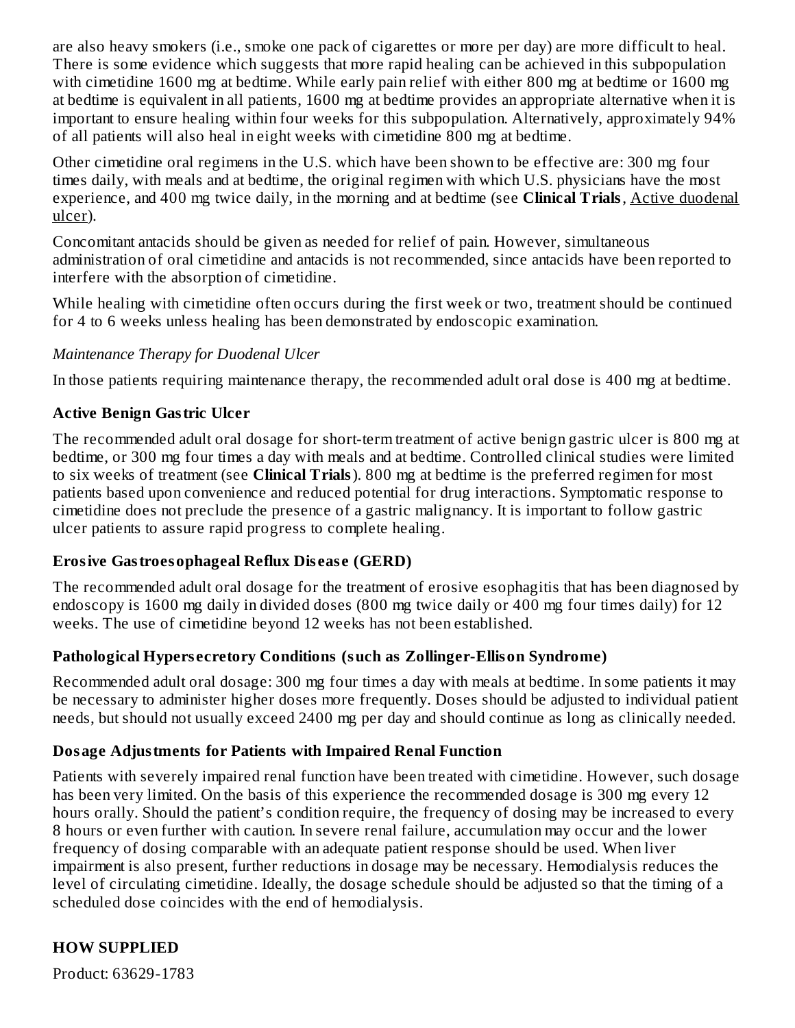are also heavy smokers (i.e., smoke one pack of cigarettes or more per day) are more difficult to heal. There is some evidence which suggests that more rapid healing can be achieved in this subpopulation with cimetidine 1600 mg at bedtime. While early pain relief with either 800 mg at bedtime or 1600 mg at bedtime is equivalent in all patients, 1600 mg at bedtime provides an appropriate alternative when it is important to ensure healing within four weeks for this subpopulation. Alternatively, approximately 94% of all patients will also heal in eight weeks with cimetidine 800 mg at bedtime.

Other cimetidine oral regimens in the U.S. which have been shown to be effective are: 300 mg four times daily, with meals and at bedtime, the original regimen with which U.S. physicians have the most experience, and 400 mg twice daily, in the morning and at bedtime (see **Clinical Trials**, Active duodenal ulcer).

Concomitant antacids should be given as needed for relief of pain. However, simultaneous administration of oral cimetidine and antacids is not recommended, since antacids have been reported to interfere with the absorption of cimetidine.

While healing with cimetidine often occurs during the first week or two, treatment should be continued for 4 to 6 weeks unless healing has been demonstrated by endoscopic examination.

*Maintenance Therapy for Duodenal Ulcer*

In those patients requiring maintenance therapy, the recommended adult oral dose is 400 mg at bedtime.

### Active Benign Gastric Ulcer

The recommended adult oral dosage for short-term treatment of active benign gastric ulcer is 800 mg at bedtime, or 300 mg four times a day with meals and at bedtime. Controlled clinical studies were limited to six weeks of treatment (see **Clinical Trials**). 800 mg at bedtime is the preferred regimen for most patients based upon convenience and reduced potential for drug interactions. Symptomatic response to cimetidine does not preclude the presence of a gastric malignancy. It is important to follow gastric ulcer patients to assure rapid progress to complete healing.

### Erosive Gastroesophageal Reflux Disease (GERD)

The recommended adult oral dosage for the treatment of erosive esophagitis that has been diagnosed by endoscopy is 1600 mg daily in divided doses (800 mg twice daily or 400 mg four times daily) for 12 weeks. The use of cimetidine beyond 12 weeks has not been established.

### Pathological Hypersecretory Conditions (such as Zollinger-Ellison Syndrome)

Recommended adult oral dosage: 300 mg four times a day with meals at bedtime. In some patients it may be necessary to administer higher doses more frequently. Doses should be adjusted to individual patient needs, but should not usually exceed 2400 mg per day and should continue as long as clinically needed.

### Dosage Adjustments for Patients with Impaired Renal Function

Patients with severely impaired renal function have been treated with cimetidine. However, such dosage has been very limited. On the basis of this experience the recommended dosage is 300 mg every 12 hours orally. Should the patient's condition require, the frequency of dosing may be increased to every 8 hours or even further with caution. In severe renal failure, accumulation may occur and the lower frequency of dosing comparable with an adequate patient response should be used. When liver impairment is also present, further reductions in dosage may be necessary. Hemodialysis reduces the level of circulating cimetidine. Ideally, the dosage schedule should be adjusted so that the timing of a scheduled dose coincides with the end of hemodialysis.

## HOW SUPPLIED

Product: 63629-1783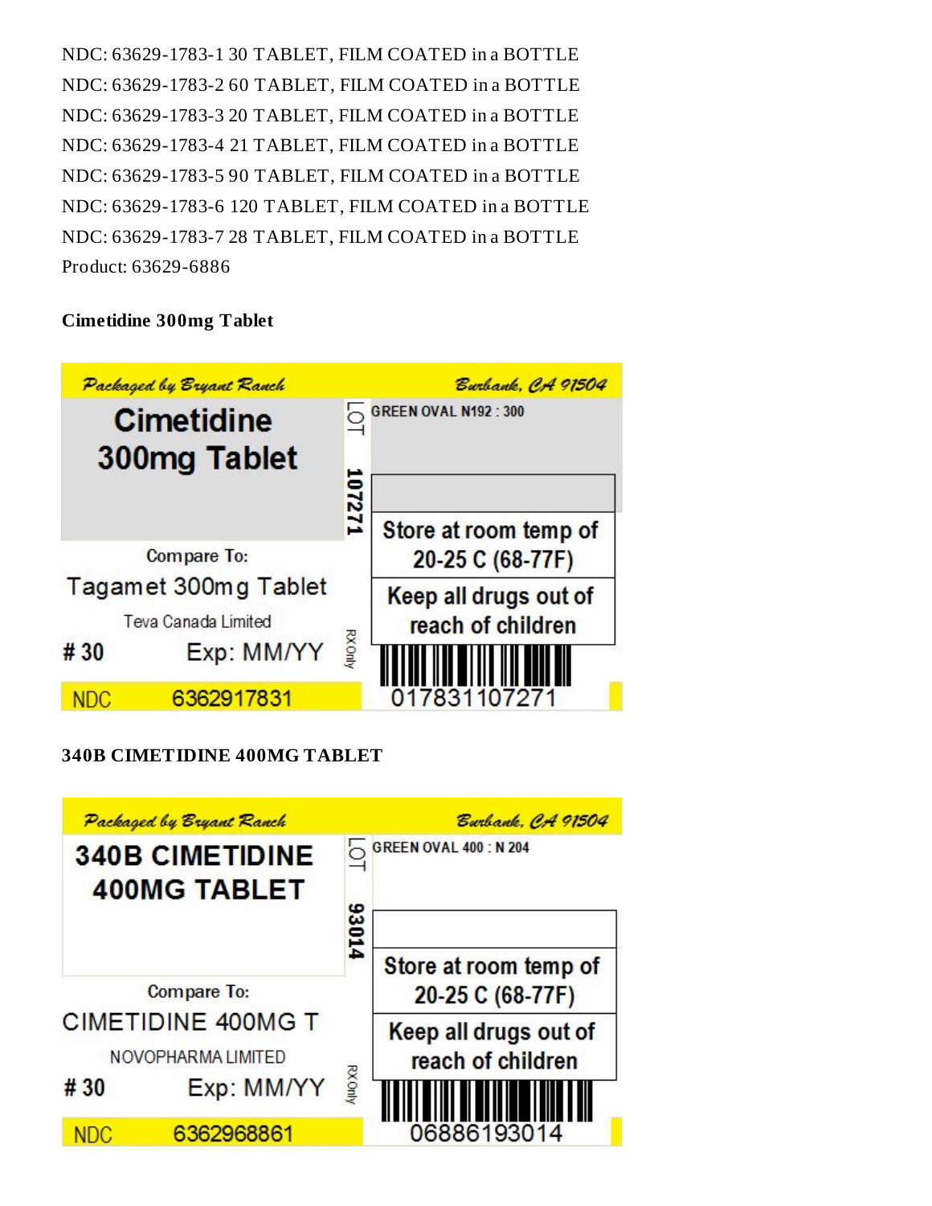NDC: 63629-1783-1 30 TABLET, FILM COATED in a BOTTLE
NDC: 63629-1783-2 60 TABLET, FILM COATED in a BOTTLE
NDC: 63629-1783-3 20 TABLET, FILM COATED in a BOTTLE
NDC: 63629-1783-4 21 TABLET, FILM COATED in a BOTTLE
NDC: 63629-1783-5 90 TABLET, FILM COATED in a BOTTLE
NDC: 63629-1783-6 120 TABLET, FILM COATED in a BOTTLE
NDC: 63629-1783-7 28 TABLET, FILM COATED in a BOTTLE
Product: 63629-6886

**Cimetidine 300mg Tablet**

Packaged by Bryant Ranch — Burbank, CA 91504

Cimetidine 300mg Tablet

LOT 107271

GREEN OVAL N192 : 300

Store at room temp of 20-25 C (68-77F)

Keep all drugs out of reach of children

Compare To: Tagamet 300mg Tablet

Teva Canada Limited

# 30 Exp: MM/YY

RX Only

NDC 6362917831

017831107271

**340B CIMETIDINE 400MG TABLET**

Packaged by Bryant Ranch — Burbank, CA 91504

340B CIMETIDINE 400MG TABLET

LOT 93014

GREEN OVAL 400 : N 204

Store at room temp of 20-25 C (68-77F)

Keep all drugs out of reach of children

Compare To: CIMETIDINE 400MG T

NOVOPHARMA LIMITED

# 30 Exp: MM/YY

RX Only

NDC 6362968861

06886193014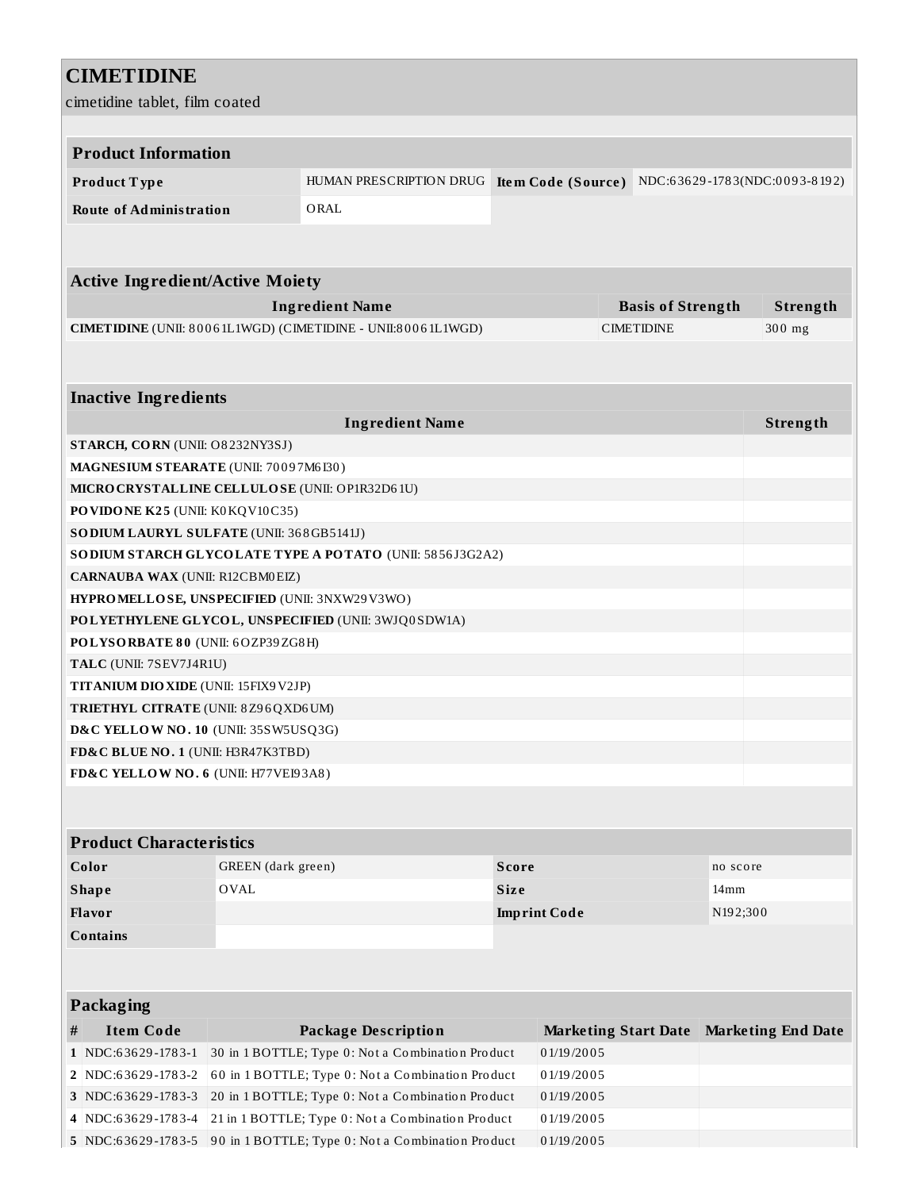# CIMETIDINE

cimetidine tablet, film coated

## Product Information

| | | | |
|---|---|---|---|
| **Product Type** | HUMAN PRESCRIPTION DRUG | **Item Code (Source)** | NDC:63629-1783(NDC:0093-8192) |
| **Route of Administration** | ORAL | | |

## Active Ingredient/Active Moiety

| Ingredient Name | Basis of Strength | Strength |
|---|---|---|
| **CIMETIDINE** (UNII: 80061L1WGD) (CIMETIDINE - UNII:80061L1WGD) | CIMETIDINE | 300 mg |

## Inactive Ingredients

| Ingredient Name | Strength |
|---|---|
| **STARCH, CORN** (UNII: O8232NY3SJ) | |
| **MAGNESIUM STEARATE** (UNII: 70097M6I30) | |
| **MICROCRYSTALLINE CELLULOSE** (UNII: OP1R32D61U) | |
| **POVIDONE K25** (UNII: K0KQV10C35) | |
| **SODIUM LAURYL SULFATE** (UNII: 368GB5141J) | |
| **SODIUM STARCH GLYCOLATE TYPE A POTATO** (UNII: 5856J3G2A2) | |
| **CARNAUBA WAX** (UNII: R12CBM0EIZ) | |
| **HYPROMELLOSE, UNSPECIFIED** (UNII: 3NXW29V3WO) | |
| **POLYETHYLENE GLYCOL, UNSPECIFIED** (UNII: 3WJQ0SDW1A) | |
| **POLYSORBATE 80** (UNII: 6OZP39ZG8H) | |
| **TALC** (UNII: 7SEV7J4R1U) | |
| **TITANIUM DIOXIDE** (UNII: 15FIX9V2JP) | |
| **TRIETHYL CITRATE** (UNII: 8Z96QXD6UM) | |
| **D&C YELLOW NO. 10** (UNII: 35SW5USQ3G) | |
| **FD&C BLUE NO. 1** (UNII: H3R47K3TBD) | |
| **FD&C YELLOW NO. 6** (UNII: H77VEI93A8) | |

## Product Characteristics

| | | | |
|---|---|---|---|
| **Color** | GREEN (dark green) | **Score** | no score |
| **Shape** | OVAL | **Size** | 14mm |
| **Flavor** | | **Imprint Code** | N192;300 |
| **Contains** | | | |

## Packaging

| # | Item Code | Package Description | Marketing Start Date | Marketing End Date |
|---|---|---|---|---|
| 1 | NDC:63629-1783-1 | 30 in 1 BOTTLE; Type 0: Not a Combination Product | 01/19/2005 | |
| 2 | NDC:63629-1783-2 | 60 in 1 BOTTLE; Type 0: Not a Combination Product | 01/19/2005 | |
| 3 | NDC:63629-1783-3 | 20 in 1 BOTTLE; Type 0: Not a Combination Product | 01/19/2005 | |
| 4 | NDC:63629-1783-4 | 21 in 1 BOTTLE; Type 0: Not a Combination Product | 01/19/2005 | |
| 5 | NDC:63629-1783-5 | 90 in 1 BOTTLE; Type 0: Not a Combination Product | 01/19/2005 | |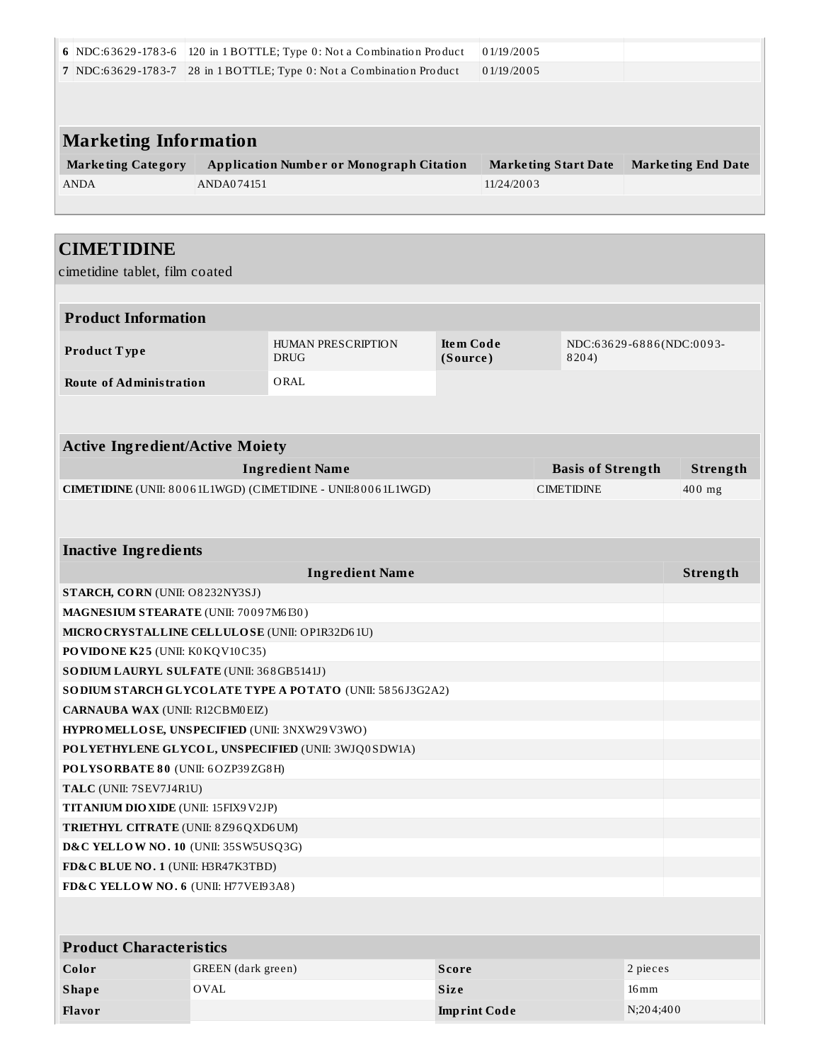| 6 | NDC:63629-1783-6 | 120 in 1 BOTTLE; Type 0: Not a Combination Product | 01/19/2005 | |
|---|---|---|---|---|
| 7 | NDC:63629-1783-7 | 28 in 1 BOTTLE; Type 0: Not a Combination Product | 01/19/2005 | |

## Marketing Information

| Marketing Category | Application Number or Monograph Citation | Marketing Start Date | Marketing End Date |
|---|---|---|---|
| ANDA | ANDA074151 | 11/24/2003 | |

# CIMETIDINE

cimetidine tablet, film coated

## Product Information

| Product Type | HUMAN PRESCRIPTION DRUG | Item Code (Source) | NDC:63629-6886(NDC:0093-8204) |
|---|---|---|---|
| Route of Administration | ORAL | | |

## Active Ingredient/Active Moiety

| Ingredient Name | Basis of Strength | Strength |
|---|---|---|
| **CIMETIDINE** (UNII: 80061L1WGD) (CIMETIDINE - UNII:80061L1WGD) | CIMETIDINE | 400 mg |

## Inactive Ingredients

| Ingredient Name | Strength |
|---|---|
| **STARCH, CORN** (UNII: O8232NY3SJ) | |
| **MAGNESIUM STEARATE** (UNII: 70097M6I30) | |
| **MICROCRYSTALLINE CELLULOSE** (UNII: OP1R32D61U) | |
| **POVIDONE K25** (UNII: K0KQV10C35) | |
| **SODIUM LAURYL SULFATE** (UNII: 368GB5141J) | |
| **SODIUM STARCH GLYCOLATE TYPE A POTATO** (UNII: 5856J3G2A2) | |
| **CARNAUBA WAX** (UNII: R12CBM0EIZ) | |
| **HYPROMELLOSE, UNSPECIFIED** (UNII: 3NXW29V3WO) | |
| **POLYETHYLENE GLYCOL, UNSPECIFIED** (UNII: 3WJQ0SDW1A) | |
| **POLYSORBATE 80** (UNII: 6OZP39ZG8H) | |
| **TALC** (UNII: 7SEV7J4R1U) | |
| **TITANIUM DIOXIDE** (UNII: 15FIX9V2JP) | |
| **TRIETHYL CITRATE** (UNII: 8Z96QXD6UM) | |
| **D&C YELLOW NO. 10** (UNII: 35SW5USQ3G) | |
| **FD&C BLUE NO. 1** (UNII: H3R47K3TBD) | |
| **FD&C YELLOW NO. 6** (UNII: H77VEI93A8) | |

## Product Characteristics

| Color | GREEN (dark green) | Score | 2 pieces |
|---|---|---|---|
| Shape | OVAL | Size | 16mm |
| Flavor | | Imprint Code | N;204;400 |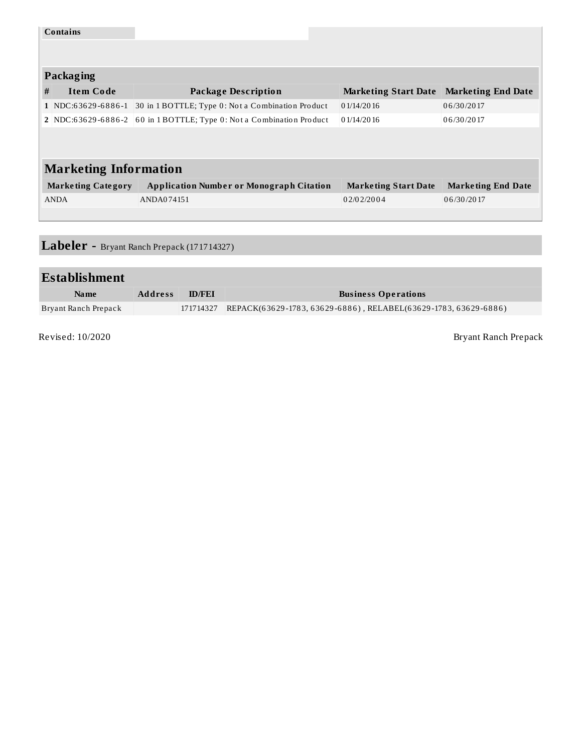| Contains | |
|---|---|

### Packaging

| # | Item Code | Package Description | Marketing Start Date | Marketing End Date |
|---|---|---|---|---|
| 1 | NDC:63629-6886-1 | 30 in 1 BOTTLE; Type 0: Not a Combination Product | 01/14/2016 | 06/30/2017 |
| 2 | NDC:63629-6886-2 | 60 in 1 BOTTLE; Type 0: Not a Combination Product | 01/14/2016 | 06/30/2017 |

### Marketing Information

| Marketing Category | Application Number or Monograph Citation | Marketing Start Date | Marketing End Date |
|---|---|---|---|
| ANDA | ANDA074151 | 02/02/2004 | 06/30/2017 |

## Labeler - Bryant Ranch Prepack (171714327)

## Establishment

| Name | Address | ID/FEI | Business Operations |
|---|---|---|---|
| Bryant Ranch Prepack | | 171714327 | REPACK(63629-1783, 63629-6886) , RELABEL(63629-1783, 63629-6886) |

Revised: 10/2020

Bryant Ranch Prepack